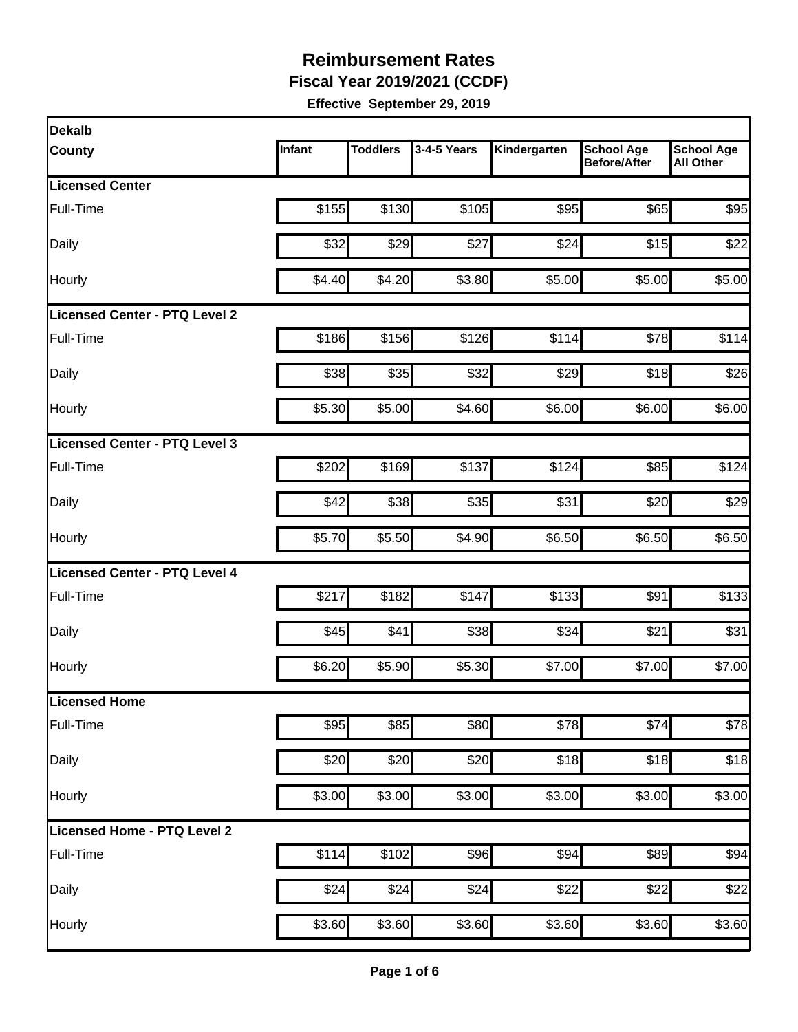# Reimbursement Rates

**Fiscal Year 2019/2021 (CCDF)**

**Effective September 29, 2019**

| Dekalb County | Infant | Toddlers | 3-4-5 Years | Kindergarten | School Age Before/After | School Age All Other |
|---|---|---|---|---|---|---|
| **Licensed Center** | | | | | | |
| Full-Time | $155 | $130 | $105 | $95 | $65 | $95 |
| Daily | $32 | $29 | $27 | $24 | $15 | $22 |
| Hourly | $4.40 | $4.20 | $3.80 | $5.00 | $5.00 | $5.00 |
| **Licensed Center - PTQ Level 2** | | | | | | |
| Full-Time | $186 | $156 | $126 | $114 | $78 | $114 |
| Daily | $38 | $35 | $32 | $29 | $18 | $26 |
| Hourly | $5.30 | $5.00 | $4.60 | $6.00 | $6.00 | $6.00 |
| **Licensed Center - PTQ Level 3** | | | | | | |
| Full-Time | $202 | $169 | $137 | $124 | $85 | $124 |
| Daily | $42 | $38 | $35 | $31 | $20 | $29 |
| Hourly | $5.70 | $5.50 | $4.90 | $6.50 | $6.50 | $6.50 |
| **Licensed Center - PTQ Level 4** | | | | | | |
| Full-Time | $217 | $182 | $147 | $133 | $91 | $133 |
| Daily | $45 | $41 | $38 | $34 | $21 | $31 |
| Hourly | $6.20 | $5.90 | $5.30 | $7.00 | $7.00 | $7.00 |
| **Licensed Home** | | | | | | |
| Full-Time | $95 | $85 | $80 | $78 | $74 | $78 |
| Daily | $20 | $20 | $20 | $18 | $18 | $18 |
| Hourly | $3.00 | $3.00 | $3.00 | $3.00 | $3.00 | $3.00 |
| **Licensed Home - PTQ Level 2** | | | | | | |
| Full-Time | $114 | $102 | $96 | $94 | $89 | $94 |
| Daily | $24 | $24 | $24 | $22 | $22 | $22 |
| Hourly | $3.60 | $3.60 | $3.60 | $3.60 | $3.60 | $3.60 |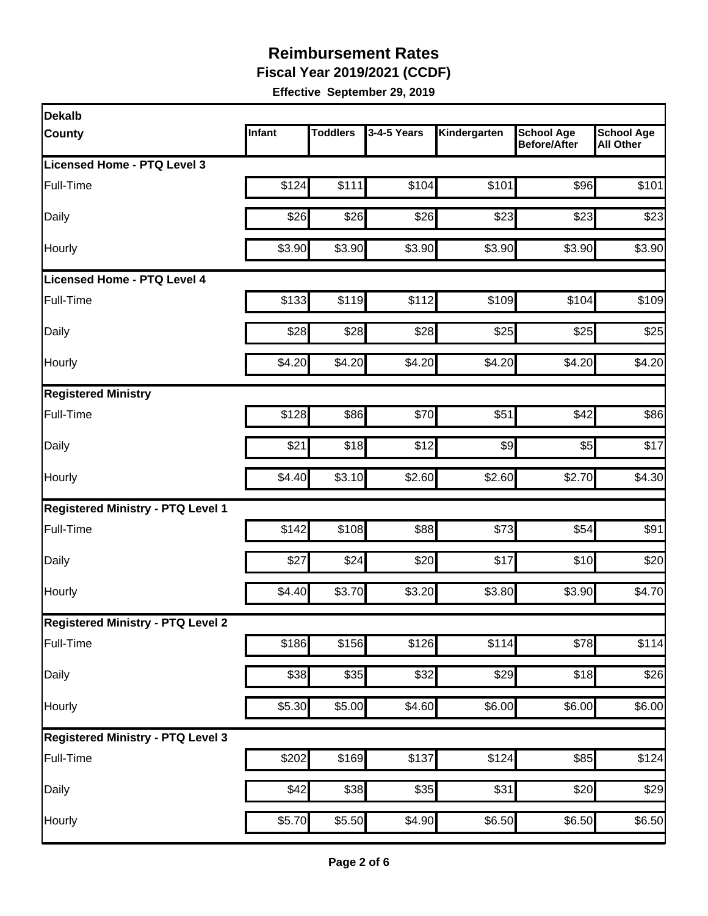# Reimbursement Rates

**Fiscal Year 2019/2021 (CCDF)**

**Effective September 29, 2019**

| Dekalb County | Infant | Toddlers | 3-4-5 Years | Kindergarten | School Age Before/After | School Age All Other |
|---|---|---|---|---|---|---|
| **Licensed Home - PTQ Level 3** | | | | | | |
| Full-Time | $124 | $111 | $104 | $101 | $96 | $101 |
| Daily | $26 | $26 | $26 | $23 | $23 | $23 |
| Hourly | $3.90 | $3.90 | $3.90 | $3.90 | $3.90 | $3.90 |
| **Licensed Home - PTQ Level 4** | | | | | | |
| Full-Time | $133 | $119 | $112 | $109 | $104 | $109 |
| Daily | $28 | $28 | $28 | $25 | $25 | $25 |
| Hourly | $4.20 | $4.20 | $4.20 | $4.20 | $4.20 | $4.20 |
| **Registered Ministry** | | | | | | |
| Full-Time | $128 | $86 | $70 | $51 | $42 | $86 |
| Daily | $21 | $18 | $12 | $9 | $5 | $17 |
| Hourly | $4.40 | $3.10 | $2.60 | $2.60 | $2.70 | $4.30 |
| **Registered Ministry - PTQ Level 1** | | | | | | |
| Full-Time | $142 | $108 | $88 | $73 | $54 | $91 |
| Daily | $27 | $24 | $20 | $17 | $10 | $20 |
| Hourly | $4.40 | $3.70 | $3.20 | $3.80 | $3.90 | $4.70 |
| **Registered Ministry - PTQ Level 2** | | | | | | |
| Full-Time | $186 | $156 | $126 | $114 | $78 | $114 |
| Daily | $38 | $35 | $32 | $29 | $18 | $26 |
| Hourly | $5.30 | $5.00 | $4.60 | $6.00 | $6.00 | $6.00 |
| **Registered Ministry - PTQ Level 3** | | | | | | |
| Full-Time | $202 | $169 | $137 | $124 | $85 | $124 |
| Daily | $42 | $38 | $35 | $31 | $20 | $29 |
| Hourly | $5.70 | $5.50 | $4.90 | $6.50 | $6.50 | $6.50 |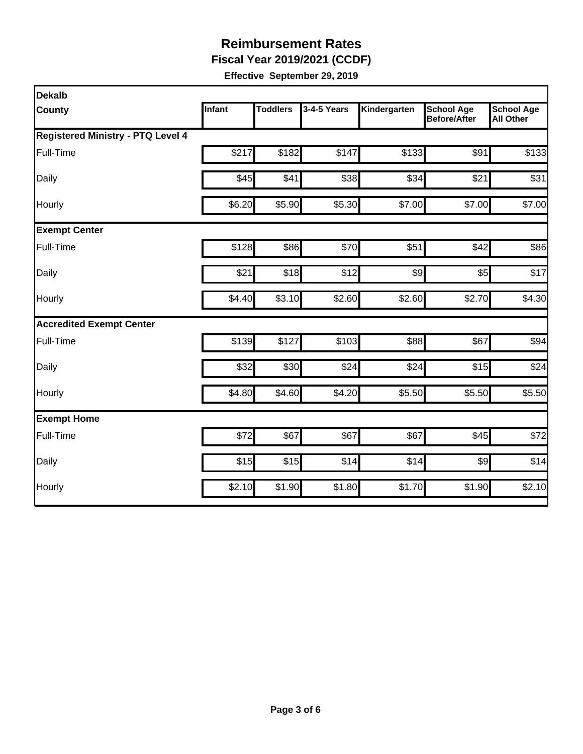# Reimbursement Rates

**Fiscal Year 2019/2021 (CCDF)**

**Effective September 29, 2019**

| Dekalb County | Infant | Toddlers | 3-4-5 Years | Kindergarten | School Age Before/After | School Age All Other |
|---|---|---|---|---|---|---|
| **Registered Ministry - PTQ Level 4** | | | | | | |
| Full-Time | $217 | $182 | $147 | $133 | $91 | $133 |
| Daily | $45 | $41 | $38 | $34 | $21 | $31 |
| Hourly | $6.20 | $5.90 | $5.30 | $7.00 | $7.00 | $7.00 |
| **Exempt Center** | | | | | | |
| Full-Time | $128 | $86 | $70 | $51 | $42 | $86 |
| Daily | $21 | $18 | $12 | $9 | $5 | $17 |
| Hourly | $4.40 | $3.10 | $2.60 | $2.60 | $2.70 | $4.30 |
| **Accredited Exempt Center** | | | | | | |
| Full-Time | $139 | $127 | $103 | $88 | $67 | $94 |
| Daily | $32 | $30 | $24 | $24 | $15 | $24 |
| Hourly | $4.80 | $4.60 | $4.20 | $5.50 | $5.50 | $5.50 |
| **Exempt Home** | | | | | | |
| Full-Time | $72 | $67 | $67 | $67 | $45 | $72 |
| Daily | $15 | $15 | $14 | $14 | $9 | $14 |
| Hourly | $2.10 | $1.90 | $1.80 | $1.70 | $1.90 | $2.10 |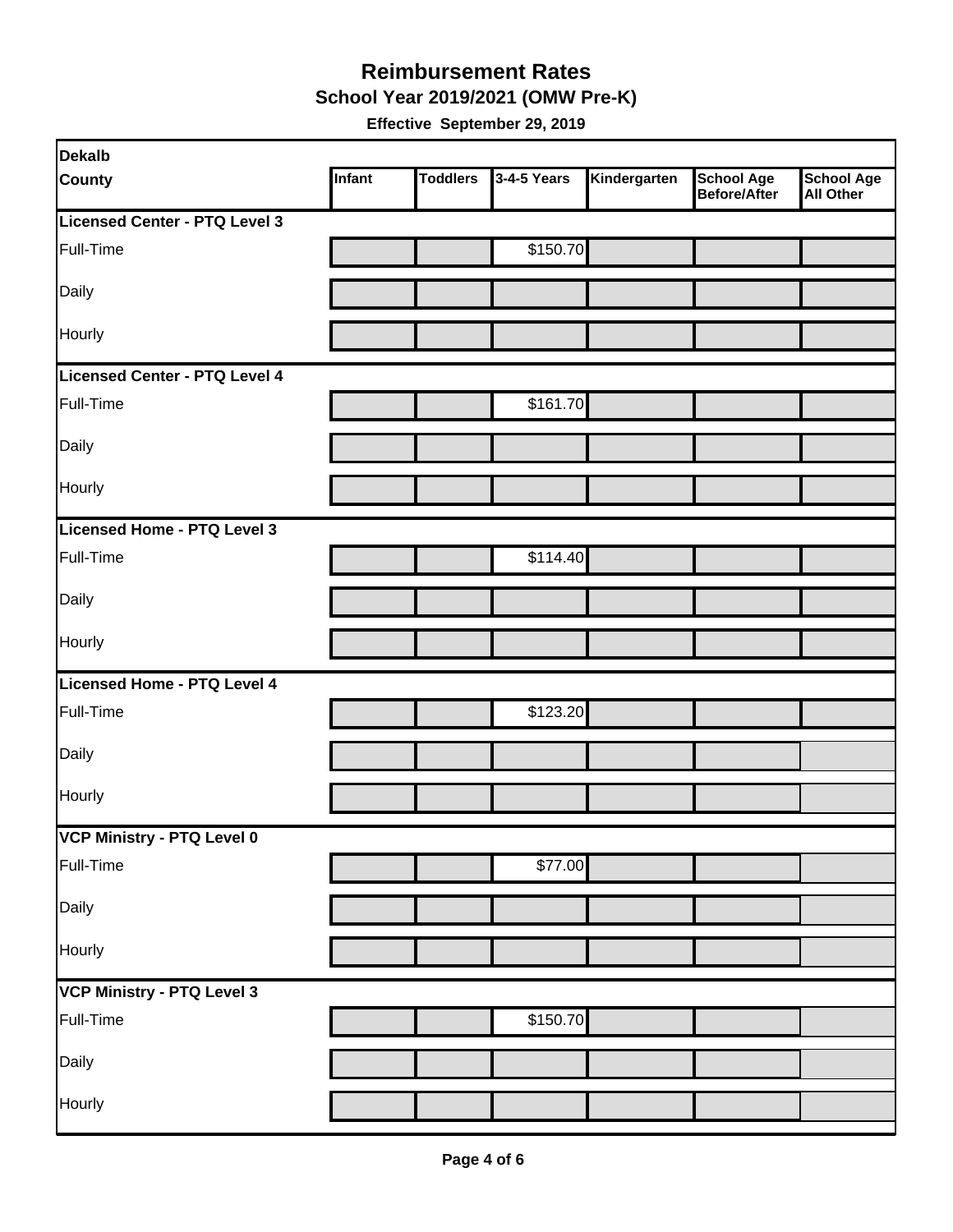# Reimbursement Rates

## School Year 2019/2021 (OMW Pre-K)

**Effective September 29, 2019**

| Dekalb County | Infant | Toddlers | 3-4-5 Years | Kindergarten | School Age Before/After | School Age All Other |
|---|---|---|---|---|---|---|
| **Licensed Center - PTQ Level 3** | | | | | | |
| Full-Time | | | $150.70 | | | |
| Daily | | | | | | |
| Hourly | | | | | | |
| **Licensed Center - PTQ Level 4** | | | | | | |
| Full-Time | | | $161.70 | | | |
| Daily | | | | | | |
| Hourly | | | | | | |
| **Licensed Home - PTQ Level 3** | | | | | | |
| Full-Time | | | $114.40 | | | |
| Daily | | | | | | |
| Hourly | | | | | | |
| **Licensed Home - PTQ Level 4** | | | | | | |
| Full-Time | | | $123.20 | | | |
| Daily | | | | | | |
| Hourly | | | | | | |
| **VCP Ministry - PTQ Level 0** | | | | | | |
| Full-Time | | | $77.00 | | | |
| Daily | | | | | | |
| Hourly | | | | | | |
| **VCP Ministry - PTQ Level 3** | | | | | | |
| Full-Time | | | $150.70 | | | |
| Daily | | | | | | |
| Hourly | | | | | | |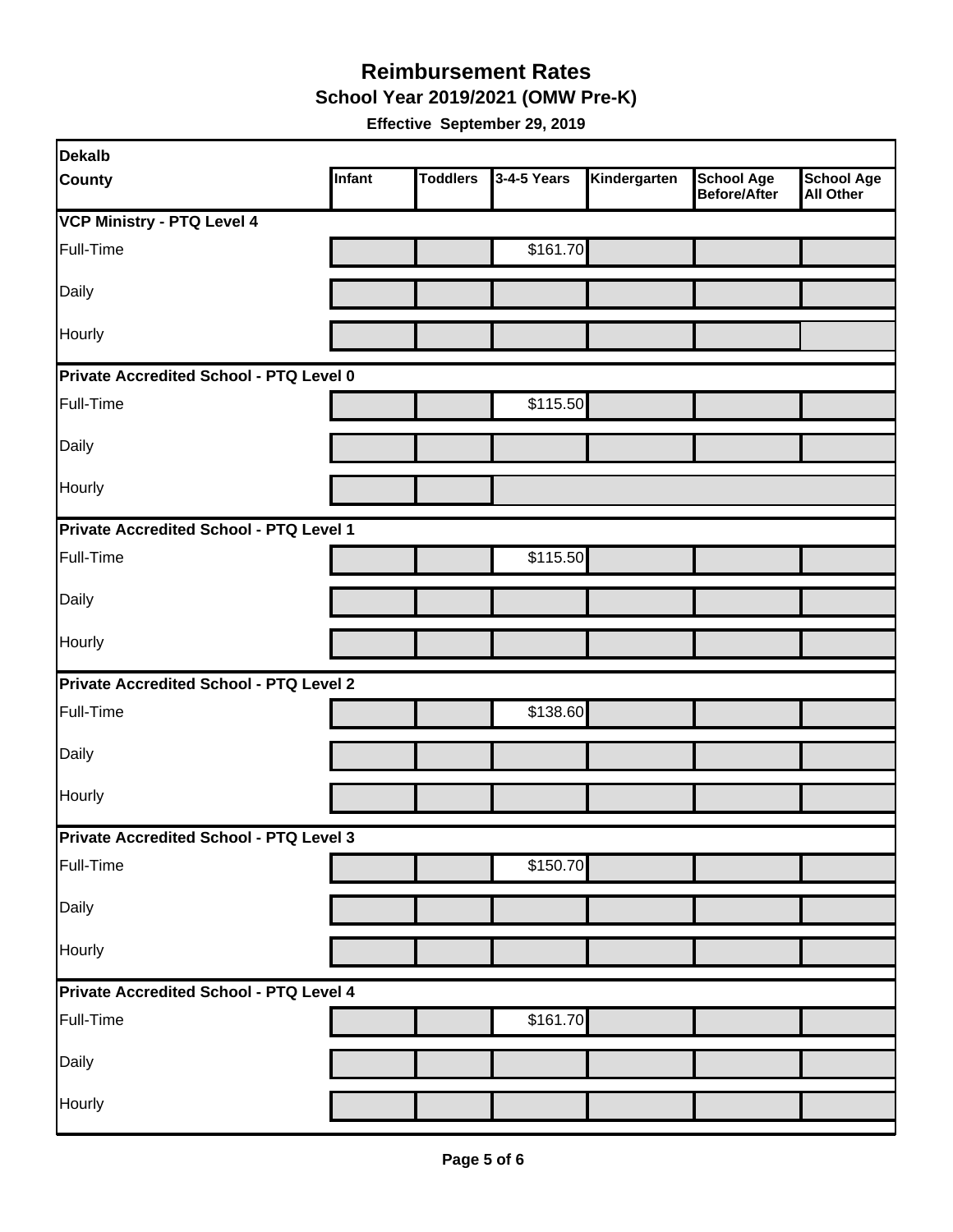# Reimbursement Rates

## School Year 2019/2021 (OMW Pre-K)

**Effective September 29, 2019**

| Dekalb County | Infant | Toddlers | 3-4-5 Years | Kindergarten | School Age Before/After | School Age All Other |
|---|---|---|---|---|---|---|
| **VCP Ministry - PTQ Level 4** | | | | | | |
| Full-Time | | | $161.70 | | | |
| Daily | | | | | | |
| Hourly | | | | | | |
| **Private Accredited School - PTQ Level 0** | | | | | | |
| Full-Time | | | $115.50 | | | |
| Daily | | | | | | |
| Hourly | | | | | | |
| **Private Accredited School - PTQ Level 1** | | | | | | |
| Full-Time | | | $115.50 | | | |
| Daily | | | | | | |
| Hourly | | | | | | |
| **Private Accredited School - PTQ Level 2** | | | | | | |
| Full-Time | | | $138.60 | | | |
| Daily | | | | | | |
| Hourly | | | | | | |
| **Private Accredited School - PTQ Level 3** | | | | | | |
| Full-Time | | | $150.70 | | | |
| Daily | | | | | | |
| Hourly | | | | | | |
| **Private Accredited School - PTQ Level 4** | | | | | | |
| Full-Time | | | $161.70 | | | |
| Daily | | | | | | |
| Hourly | | | | | | |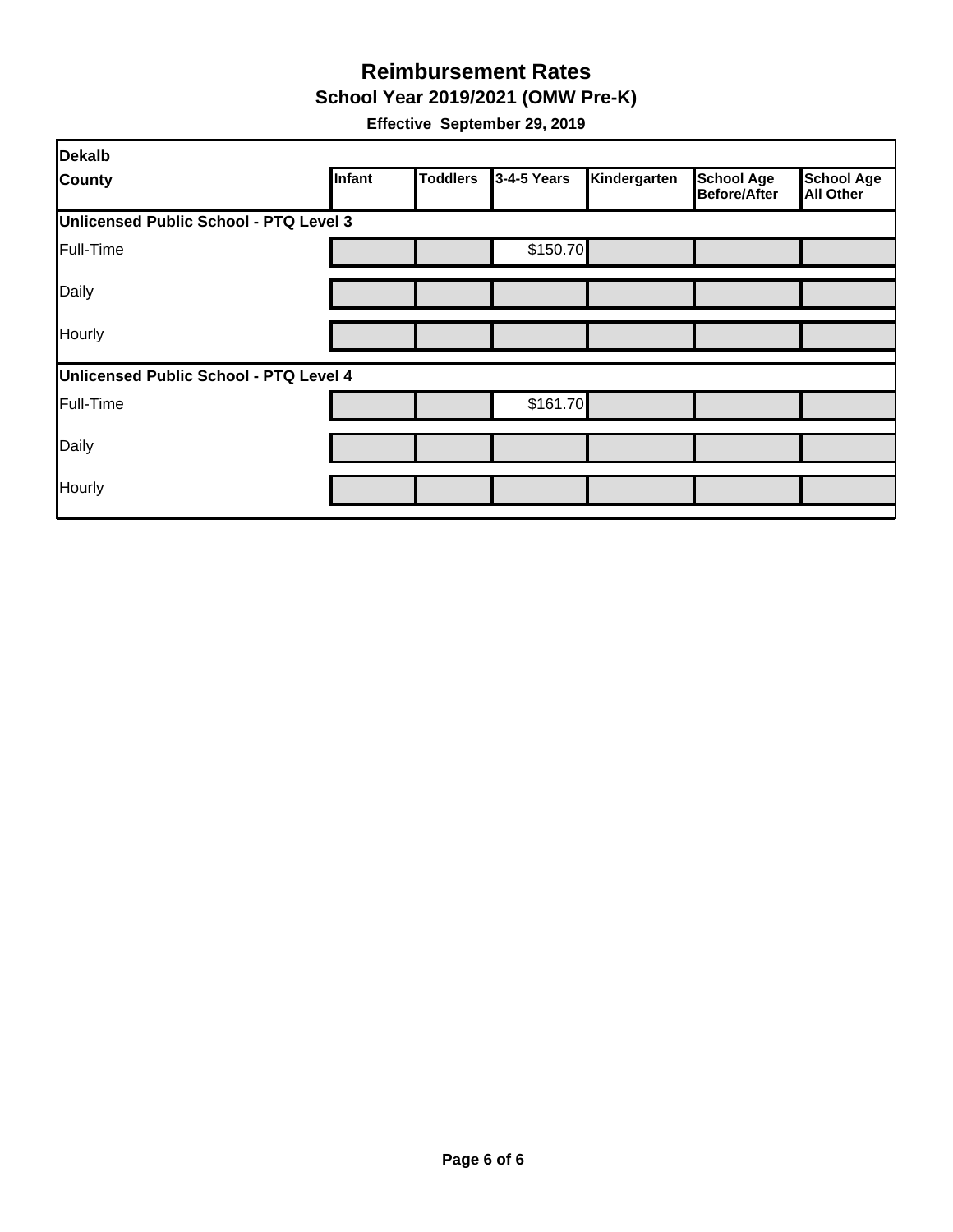# Reimbursement Rates

**School Year 2019/2021 (OMW Pre-K)**

**Effective September 29, 2019**

| Dekalb County | Infant | Toddlers | 3-4-5 Years | Kindergarten | School Age Before/After | School Age All Other |
|---|---|---|---|---|---|---|
| **Unlicensed Public School - PTQ Level 3** | | | | | | |
| Full-Time | | | $150.70 | | | |
| Daily | | | | | | |
| Hourly | | | | | | |
| **Unlicensed Public School - PTQ Level 4** | | | | | | |
| Full-Time | | | $161.70 | | | |
| Daily | | | | | | |
| Hourly | | | | | | |